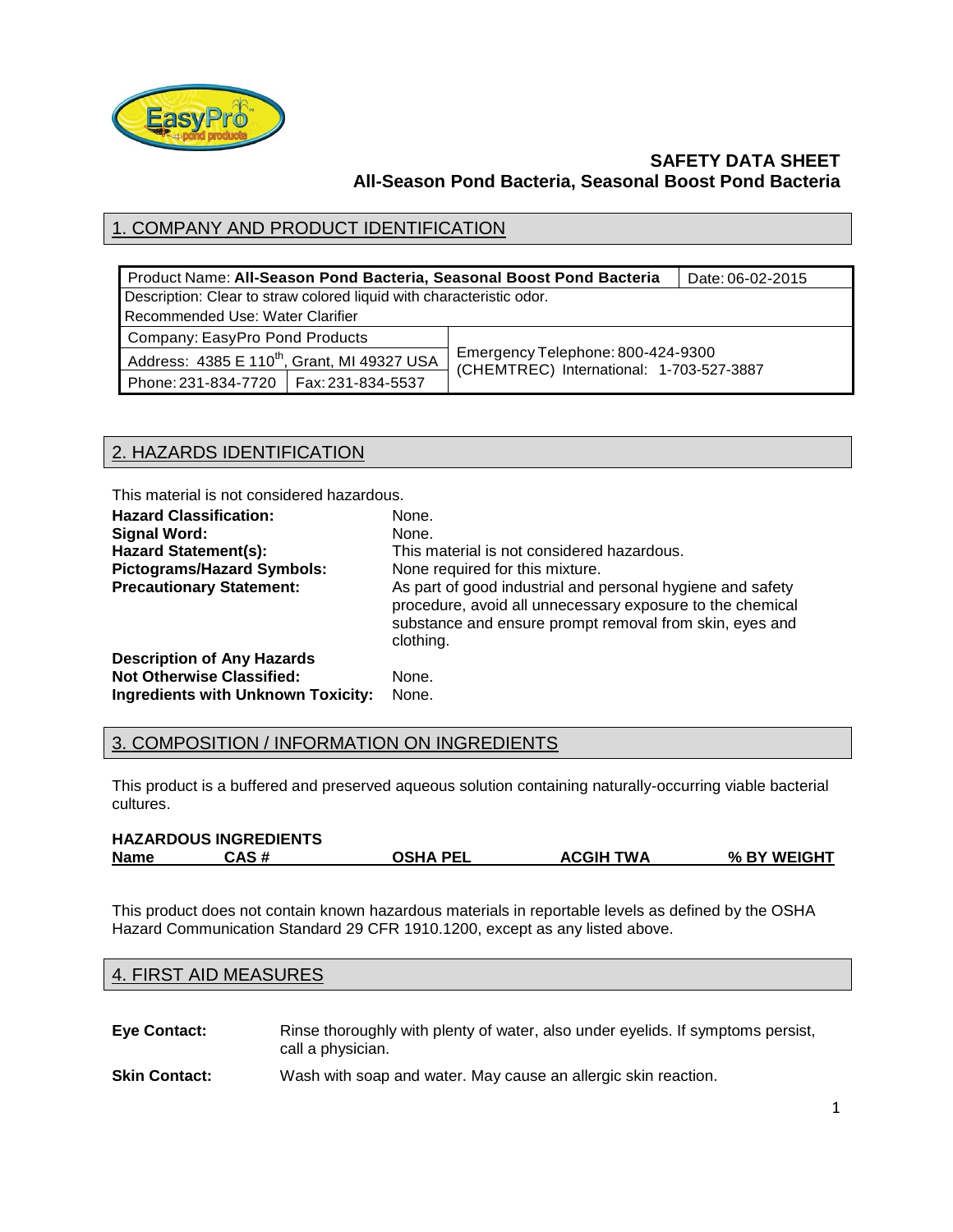# SAFETY DATA SHEET
## All-Season Pond Bacteria, Seasonal Boost Pond Bacteria

## 1. COMPANY AND PRODUCT IDENTIFICATION

| Product Name: **All-Season Pond Bacteria, Seasonal Boost Pond Bacteria** | | Date: 06-02-2015 |
|---|---|---|
| Description: Clear to straw colored liquid with characteristic odor. | | |
| Recommended Use: Water Clarifier | | |
| Company: EasyPro Pond Products | | Emergency Telephone: 800-424-9300 (CHEMTREC) International: 1-703-527-3887 |
| Address: 4385 E 110th, Grant, MI 49327 USA | | |
| Phone: 231-834-7720 | Fax: 231-834-5537 | |

## 2. HAZARDS IDENTIFICATION

This material is not considered hazardous.

**Hazard Classification:** None.
**Signal Word:** None.
**Hazard Statement(s):** This material is not considered hazardous.
**Pictograms/Hazard Symbols:** None required for this mixture.
**Precautionary Statement:** As part of good industrial and personal hygiene and safety procedure, avoid all unnecessary exposure to the chemical substance and ensure prompt removal from skin, eyes and clothing.
**Description of Any Hazards Not Otherwise Classified:** None.
**Ingredients with Unknown Toxicity:** None.

## 3. COMPOSITION / INFORMATION ON INGREDIENTS

This product is a buffered and preserved aqueous solution containing naturally-occurring viable bacterial cultures.

**HAZARDOUS INGREDIENTS**

| Name | CAS # | OSHA PEL | ACGIH TWA | % BY WEIGHT |
|---|---|---|---|---|

This product does not contain known hazardous materials in reportable levels as defined by the OSHA Hazard Communication Standard 29 CFR 1910.1200, except as any listed above.

## 4. FIRST AID MEASURES

**Eye Contact:** Rinse thoroughly with plenty of water, also under eyelids. If symptoms persist, call a physician.

**Skin Contact:** Wash with soap and water. May cause an allergic skin reaction.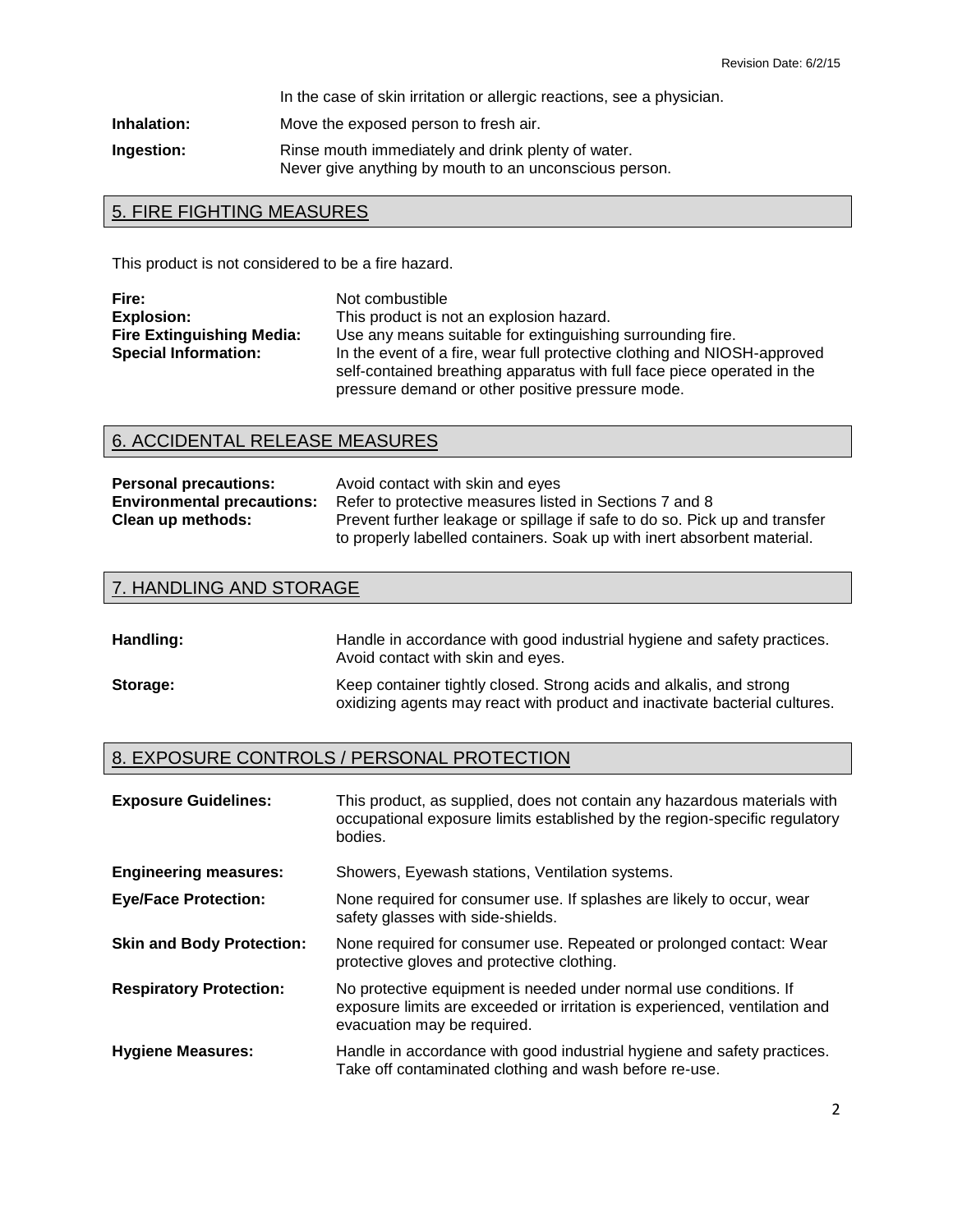In the case of skin irritation or allergic reactions, see a physician.

**Inhalation:** Move the exposed person to fresh air.

**Ingestion:** Rinse mouth immediately and drink plenty of water.
Never give anything by mouth to an unconscious person.

## 5. FIRE FIGHTING MEASURES

This product is not considered to be a fire hazard.

**Fire:** Not combustible

**Explosion:** This product is not an explosion hazard.

**Fire Extinguishing Media:** Use any means suitable for extinguishing surrounding fire.

**Special Information:** In the event of a fire, wear full protective clothing and NIOSH-approved self-contained breathing apparatus with full face piece operated in the pressure demand or other positive pressure mode.

## 6. ACCIDENTAL RELEASE MEASURES

**Personal precautions:** Avoid contact with skin and eyes

**Environmental precautions:** Refer to protective measures listed in Sections 7 and 8

**Clean up methods:** Prevent further leakage or spillage if safe to do so. Pick up and transfer to properly labelled containers. Soak up with inert absorbent material.

## 7. HANDLING AND STORAGE

**Handling:** Handle in accordance with good industrial hygiene and safety practices. Avoid contact with skin and eyes.

**Storage:** Keep container tightly closed. Strong acids and alkalis, and strong oxidizing agents may react with product and inactivate bacterial cultures.

## 8. EXPOSURE CONTROLS / PERSONAL PROTECTION

**Exposure Guidelines:** This product, as supplied, does not contain any hazardous materials with occupational exposure limits established by the region-specific regulatory bodies.

**Engineering measures:** Showers, Eyewash stations, Ventilation systems.

**Eye/Face Protection:** None required for consumer use. If splashes are likely to occur, wear safety glasses with side-shields.

**Skin and Body Protection:** None required for consumer use. Repeated or prolonged contact: Wear protective gloves and protective clothing.

**Respiratory Protection:** No protective equipment is needed under normal use conditions. If exposure limits are exceeded or irritation is experienced, ventilation and evacuation may be required.

**Hygiene Measures:** Handle in accordance with good industrial hygiene and safety practices. Take off contaminated clothing and wash before re-use.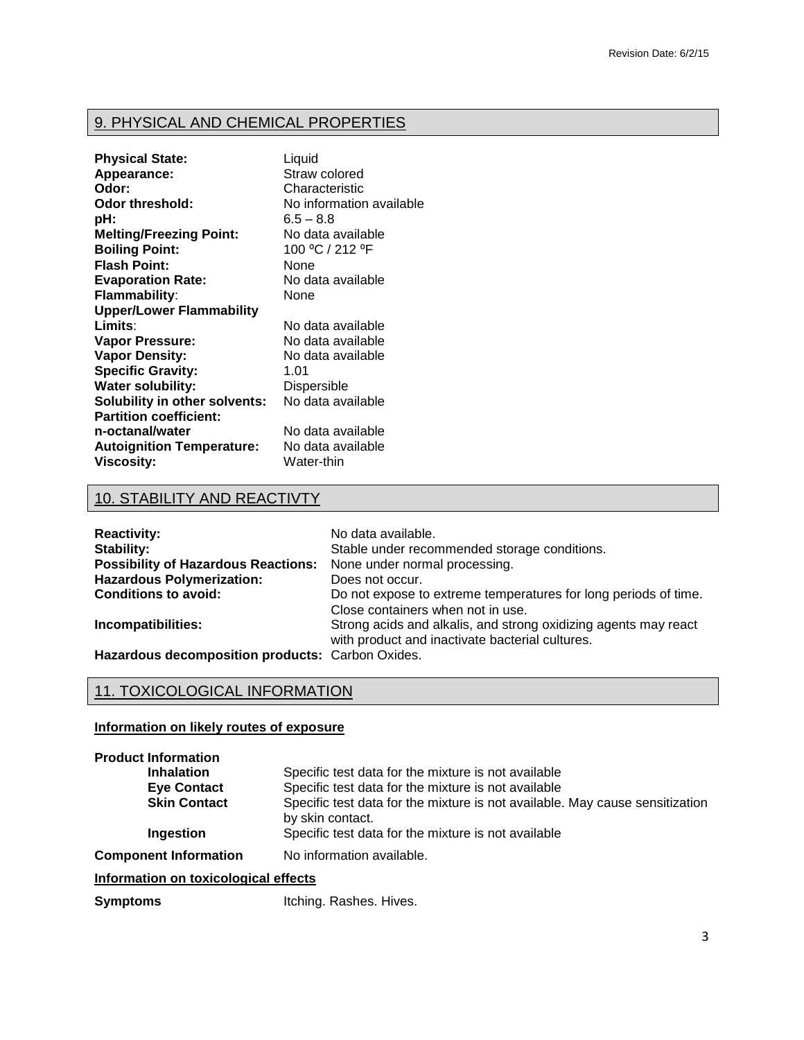## 9. PHYSICAL AND CHEMICAL PROPERTIES

| | |
|---|---|
| **Physical State:** | Liquid |
| **Appearance:** | Straw colored |
| **Odor:** | Characteristic |
| **Odor threshold:** | No information available |
| **pH:** | 6.5 – 8.8 |
| **Melting/Freezing Point:** | No data available |
| **Boiling Point:** | 100 ºC / 212 ºF |
| **Flash Point:** | None |
| **Evaporation Rate:** | No data available |
| **Flammability**: | None |
| **Upper/Lower Flammability Limits**: | No data available |
| **Vapor Pressure:** | No data available |
| **Vapor Density:** | No data available |
| **Specific Gravity:** | 1.01 |
| **Water solubility:** | Dispersible |
| **Solubility in other solvents:** | No data available |
| **Partition coefficient: n-octanal/water** | No data available |
| **Autoignition Temperature:** | No data available |
| **Viscosity:** | Water-thin |

## 10. STABILITY AND REACTIVTY

| | |
|---|---|
| **Reactivity:** | No data available. |
| **Stability:** | Stable under recommended storage conditions. |
| **Possibility of Hazardous Reactions:** | None under normal processing. |
| **Hazardous Polymerization:** | Does not occur. |
| **Conditions to avoid:** | Do not expose to extreme temperatures for long periods of time. Close containers when not in use. |
| **Incompatibilities:** | Strong acids and alkalis, and strong oxidizing agents may react with product and inactive bacterial cultures. |
| **Hazardous decomposition products:** | Carbon Oxides. |

## 11. TOXICOLOGICAL INFORMATION

**Information on likely routes of exposure**

**Product Information**

| | |
|---|---|
| **Inhalation** | Specific test data for the mixture is not available |
| **Eye Contact** | Specific test data for the mixture is not available |
| **Skin Contact** | Specific test data for the mixture is not available. May cause sensitization by skin contact. |
| **Ingestion** | Specific test data for the mixture is not available |

**Component Information** No information available.

**Information on toxicological effects**

**Symptoms** Itching. Rashes. Hives.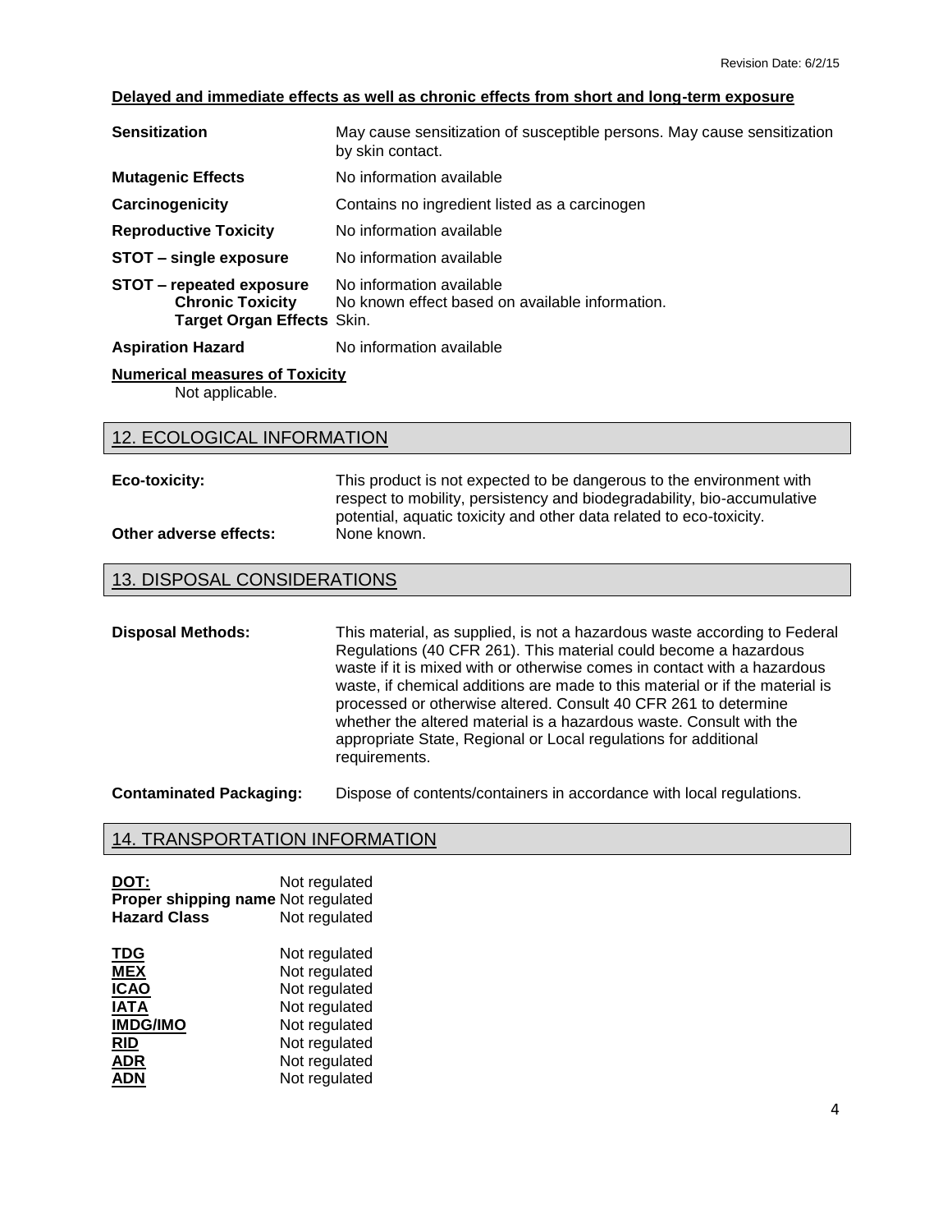**Delayed and immediate effects as well as chronic effects from short and long-term exposure**

| | |
|---|---|
| **Sensitization** | May cause sensitization of susceptible persons. May cause sensitization by skin contact. |
| **Mutagenic Effects** | No information available |
| **Carcinogenicity** | Contains no ingredient listed as a carcinogen |
| **Reproductive Toxicity** | No information available |
| **STOT – single exposure** | No information available |
| **STOT – repeated exposure** | No information available |
| **Chronic Toxicity** | No known effect based on available information. |
| **Target Organ Effects** | Skin. |
| **Aspiration Hazard** | No information available |

**Numerical measures of Toxicity**

Not applicable.

## 12. ECOLOGICAL INFORMATION

| | |
|---|---|
| **Eco-toxicity:** | This product is not expected to be dangerous to the environment with respect to mobility, persistency and biodegradability, bio-accumulative potential, aquatic toxicity and other data related to eco-toxicity. |
| **Other adverse effects:** | None known. |

## 13. DISPOSAL CONSIDERATIONS

| | |
|---|---|
| **Disposal Methods:** | This material, as supplied, is not a hazardous waste according to Federal Regulations (40 CFR 261). This material could become a hazardous waste if it is mixed with or otherwise comes in contact with a hazardous waste, if chemical additions are made to this material or if the material is processed or otherwise altered. Consult 40 CFR 261 to determine whether the altered material is a hazardous waste. Consult with the appropriate State, Regional or Local regulations for additional requirements. |
| **Contaminated Packaging:** | Dispose of contents/containers in accordance with local regulations. |

## 14. TRANSPORTATION INFORMATION

| | |
|---|---|
| **DOT:** | Not regulated |
| **Proper shipping name** | Not regulated |
| **Hazard Class** | Not regulated |

| | |
|---|---|
| **TDG** | Not regulated |
| **MEX** | Not regulated |
| **ICAO** | Not regulated |
| **IATA** | Not regulated |
| **IMDG/IMO** | Not regulated |
| **RID** | Not regulated |
| **ADR** | Not regulated |
| **ADN** | Not regulated |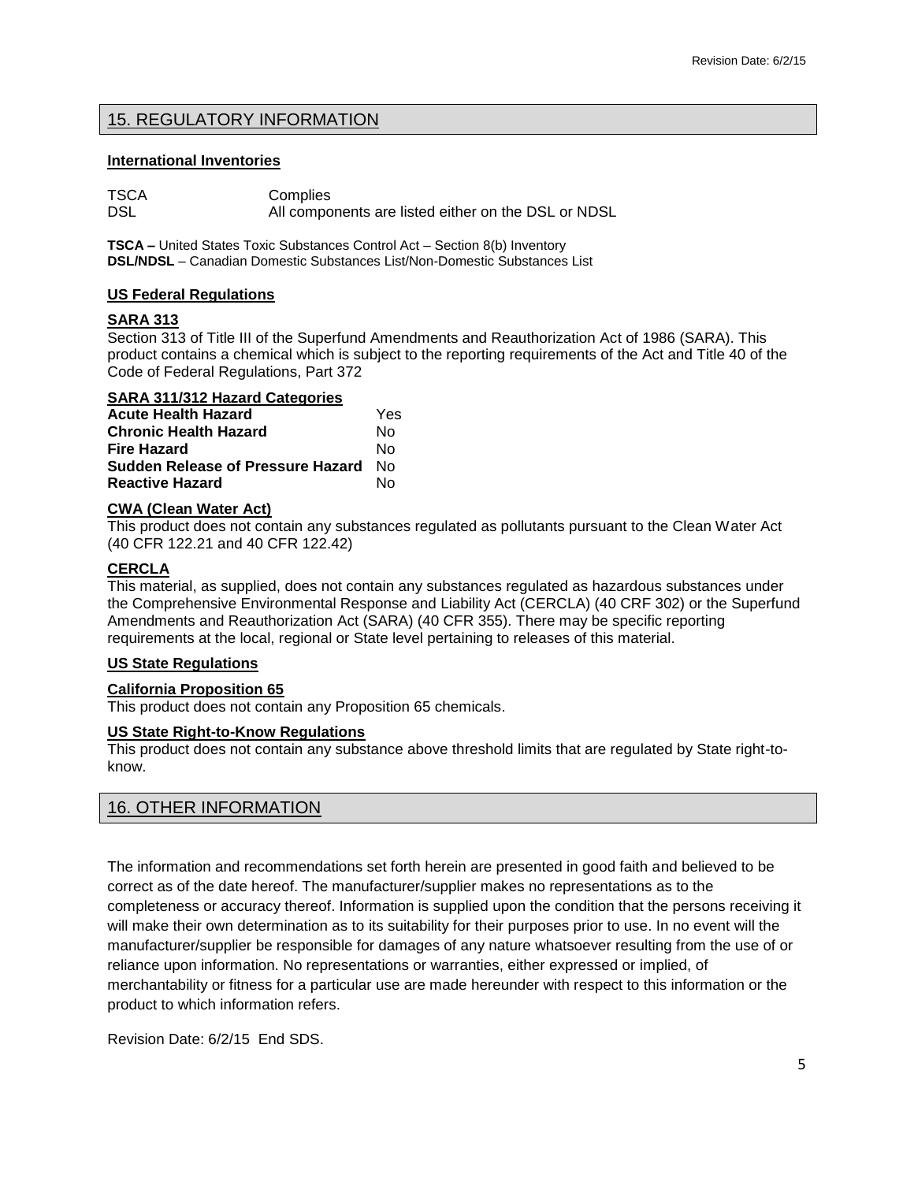## 15. REGULATORY INFORMATION

**International Inventories**

| | |
|---|---|
| TSCA | Complies |
| DSL | All components are listed either on the DSL or NDSL |

**TSCA –** United States Toxic Substances Control Act – Section 8(b) Inventory
**DSL/NDSL** – Canadian Domestic Substances List/Non-Domestic Substances List

**US Federal Regulations**

**SARA 313**

Section 313 of Title III of the Superfund Amendments and Reauthorization Act of 1986 (SARA). This product contains a chemical which is subject to the reporting requirements of the Act and Title 40 of the Code of Federal Regulations, Part 372

**SARA 311/312 Hazard Categories**

| | |
|---|---|
| **Acute Health Hazard** | Yes |
| **Chronic Health Hazard** | No |
| **Fire Hazard** | No |
| **Sudden Release of Pressure Hazard** | No |
| **Reactive Hazard** | No |

**CWA (Clean Water Act)**

This product does not contain any substances regulated as pollutants pursuant to the Clean Water Act (40 CFR 122.21 and 40 CFR 122.42)

**CERCLA**

This material, as supplied, does not contain any substances regulated as hazardous substances under the Comprehensive Environmental Response and Liability Act (CERCLA) (40 CRF 302) or the Superfund Amendments and Reauthorization Act (SARA) (40 CFR 355). There may be specific reporting requirements at the local, regional or State level pertaining to releases of this material.

**US State Regulations**

**California Proposition 65**

This product does not contain any Proposition 65 chemicals.

**US State Right-to-Know Regulations**

This product does not contain any substance above threshold limits that are regulated by State right-to-know.

## 16. OTHER INFORMATION

The information and recommendations set forth herein are presented in good faith and believed to be correct as of the date hereof. The manufacturer/supplier makes no representations as to the completeness or accuracy thereof. Information is supplied upon the condition that the persons receiving it will make their own determination as to its suitability for their purposes prior to use. In no event will the manufacturer/supplier be responsible for damages of any nature whatsoever resulting from the use of or reliance upon information. No representations or warranties, either expressed or implied, of merchantability or fitness for a particular use are made hereunder with respect to this information or the product to which information refers.

Revision Date: 6/2/15 End SDS.